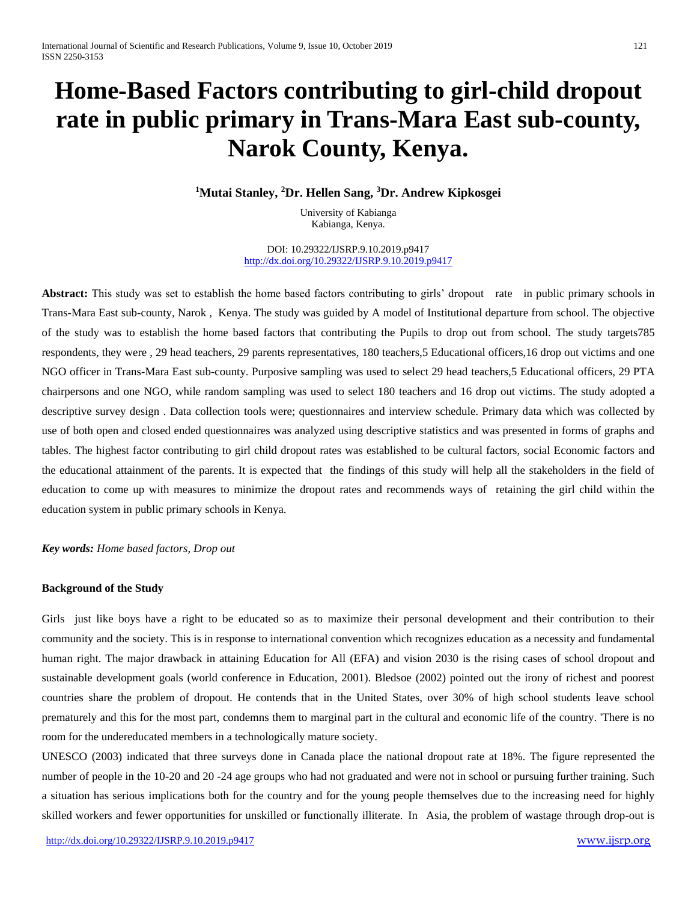# Home-Based Factors contributing to girl-child dropout rate in public primary in Trans-Mara East sub-county, Narok County, Kenya.

**[1]Mutai Stanley, [2]Dr. Hellen Sang, [3]Dr. Andrew Kipkosgei**

University of Kabianga
Kabianga, Kenya.

DOI: 10.29322/IJSRP.9.10.2019.p9417
http://dx.doi.org/10.29322/IJSRP.9.10.2019.p9417

**Abstract:** This study was set to establish the home based factors contributing to girls' dropout rate in public primary schools in Trans-Mara East sub-county, Narok , Kenya. The study was guided by A model of Institutional departure from school. The objective of the study was to establish the home based factors that contributing the Pupils to drop out from school. The study targets785 respondents, they were , 29 head teachers, 29 parents representatives, 180 teachers,5 Educational officers,16 drop out victims and one NGO officer in Trans-Mara East sub-county. Purposive sampling was used to select 29 head teachers,5 Educational officers, 29 PTA chairpersons and one NGO, while random sampling was used to select 180 teachers and 16 drop out victims. The study adopted a descriptive survey design . Data collection tools were; questionnaires and interview schedule. Primary data which was collected by use of both open and closed ended questionnaires was analyzed using descriptive statistics and was presented in forms of graphs and tables. The highest factor contributing to girl child dropout rates was established to be cultural factors, social Economic factors and the educational attainment of the parents. It is expected that the findings of this study will help all the stakeholders in the field of education to come up with measures to minimize the dropout rates and recommends ways of retaining the girl child within the education system in public primary schools in Kenya.

***Key words:** Home based factors, Drop out*

### Background of the Study

Girls just like boys have a right to be educated so as to maximize their personal development and their contribution to their community and the society. This is in response to international convention which recognizes education as a necessity and fundamental human right. The major drawback in attaining Education for All (EFA) and vision 2030 is the rising cases of school dropout and sustainable development goals (world conference in Education, 2001). Bledsoe (2002) pointed out the irony of richest and poorest countries share the problem of dropout. He contends that in the United States, over 30% of high school students leave school prematurely and this for the most part, condemns them to marginal part in the cultural and economic life of the country. 'There is no room for the undereducated members in a technologically mature society.

UNESCO (2003) indicated that three surveys done in Canada place the national dropout rate at 18%. The figure represented the number of people in the 10-20 and 20 -24 age groups who had not graduated and were not in school or pursuing further training. Such a situation has serious implications both for the country and for the young people themselves due to the increasing need for highly skilled workers and fewer opportunities for unskilled or functionally illiterate. In Asia, the problem of wastage through drop-out is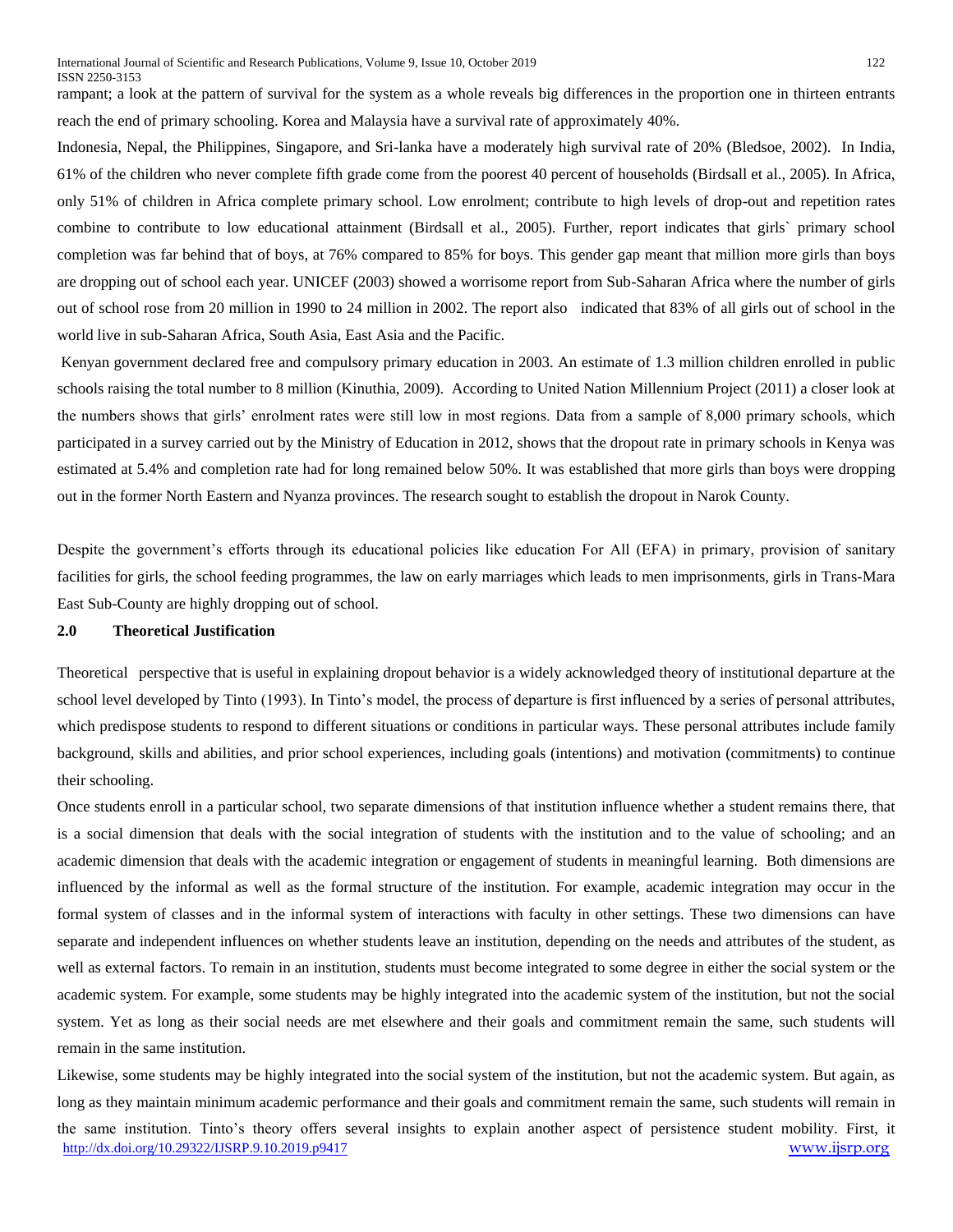rampant; a look at the pattern of survival for the system as a whole reveals big differences in the proportion one in thirteen entrants reach the end of primary schooling. Korea and Malaysia have a survival rate of approximately 40%.

Indonesia, Nepal, the Philippines, Singapore, and Sri-lanka have a moderately high survival rate of 20% (Bledsoe, 2002). In India, 61% of the children who never complete fifth grade come from the poorest 40 percent of households (Birdsall et al., 2005). In Africa, only 51% of children in Africa complete primary school. Low enrolment; contribute to high levels of drop-out and repetition rates combine to contribute to low educational attainment (Birdsall et al., 2005). Further, report indicates that girls` primary school completion was far behind that of boys, at 76% compared to 85% for boys. This gender gap meant that million more girls than boys are dropping out of school each year. UNICEF (2003) showed a worrisome report from Sub-Saharan Africa where the number of girls out of school rose from 20 million in 1990 to 24 million in 2002. The report also indicated that 83% of all girls out of school in the world live in sub-Saharan Africa, South Asia, East Asia and the Pacific.

Kenyan government declared free and compulsory primary education in 2003. An estimate of 1.3 million children enrolled in public schools raising the total number to 8 million (Kinuthia, 2009). According to United Nation Millennium Project (2011) a closer look at the numbers shows that girls' enrolment rates were still low in most regions. Data from a sample of 8,000 primary schools, which participated in a survey carried out by the Ministry of Education in 2012, shows that the dropout rate in primary schools in Kenya was estimated at 5.4% and completion rate had for long remained below 50%. It was established that more girls than boys were dropping out in the former North Eastern and Nyanza provinces. The research sought to establish the dropout in Narok County.

Despite the government's efforts through its educational policies like education For All (EFA) in primary, provision of sanitary facilities for girls, the school feeding programmes, the law on early marriages which leads to men imprisonments, girls in Trans-Mara East Sub-County are highly dropping out of school.

## 2.0 Theoretical Justification

Theoretical perspective that is useful in explaining dropout behavior is a widely acknowledged theory of institutional departure at the school level developed by Tinto (1993). In Tinto's model, the process of departure is first influenced by a series of personal attributes, which predispose students to respond to different situations or conditions in particular ways. These personal attributes include family background, skills and abilities, and prior school experiences, including goals (intentions) and motivation (commitments) to continue their schooling.

Once students enroll in a particular school, two separate dimensions of that institution influence whether a student remains there, that is a social dimension that deals with the social integration of students with the institution and to the value of schooling; and an academic dimension that deals with the academic integration or engagement of students in meaningful learning. Both dimensions are influenced by the informal as well as the formal structure of the institution. For example, academic integration may occur in the formal system of classes and in the informal system of interactions with faculty in other settings. These two dimensions can have separate and independent influences on whether students leave an institution, depending on the needs and attributes of the student, as well as external factors. To remain in an institution, students must become integrated to some degree in either the social system or the academic system. For example, some students may be highly integrated into the academic system of the institution, but not the social system. Yet as long as their social needs are met elsewhere and their goals and commitment remain the same, such students will remain in the same institution.

Likewise, some students may be highly integrated into the social system of the institution, but not the academic system. But again, as long as they maintain minimum academic performance and their goals and commitment remain the same, such students will remain in the same institution. Tinto's theory offers several insights to explain another aspect of persistence student mobility. First, it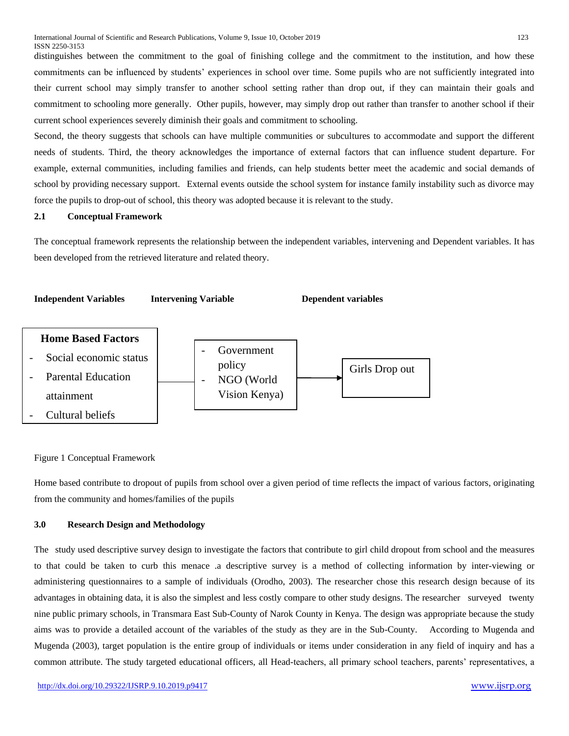distinguishes between the commitment to the goal of finishing college and the commitment to the institution, and how these commitments can be influenced by students' experiences in school over time. Some pupils who are not sufficiently integrated into their current school may simply transfer to another school setting rather than drop out, if they can maintain their goals and commitment to schooling more generally. Other pupils, however, may simply drop out rather than transfer to another school if their current school experiences severely diminish their goals and commitment to schooling.

Second, the theory suggests that schools can have multiple communities or subcultures to accommodate and support the different needs of students. Third, the theory acknowledges the importance of external factors that can influence student departure. For example, external communities, including families and friends, can help students better meet the academic and social demands of school by providing necessary support. External events outside the school system for instance family instability such as divorce may force the pupils to drop-out of school, this theory was adopted because it is relevant to the study.

## 2.1 Conceptual Framework

The conceptual framework represents the relationship between the independent variables, intervening and Dependent variables. It has been developed from the retrieved literature and related theory.

**Independent Variables** | **Intervening Variable** | **Dependent variables**

**Home Based Factors**
- Social economic status
- Parental Education attainment
- Cultural beliefs

→

- Government policy
- NGO (World Vision Kenya)

→

Girls Drop out

Figure 1 Conceptual Framework

Home based contribute to dropout of pupils from school over a given period of time reflects the impact of various factors, originating from the community and homes/families of the pupils

## 3.0 Research Design and Methodology

The study used descriptive survey design to investigate the factors that contribute to girl child dropout from school and the measures to that could be taken to curb this menace .a descriptive survey is a method of collecting information by inter-viewing or administering questionnaires to a sample of individuals (Orodho, 2003). The researcher chose this research design because of its advantages in obtaining data, it is also the simplest and less costly compare to other study designs. The researcher surveyed twenty nine public primary schools, in Transmara East Sub-County of Narok County in Kenya. The design was appropriate because the study aims was to provide a detailed account of the variables of the study as they are in the Sub-County. According to Mugenda and Mugenda (2003), target population is the entire group of individuals or items under consideration in any field of inquiry and has a common attribute. The study targeted educational officers, all Head-teachers, all primary school teachers, parents' representatives, a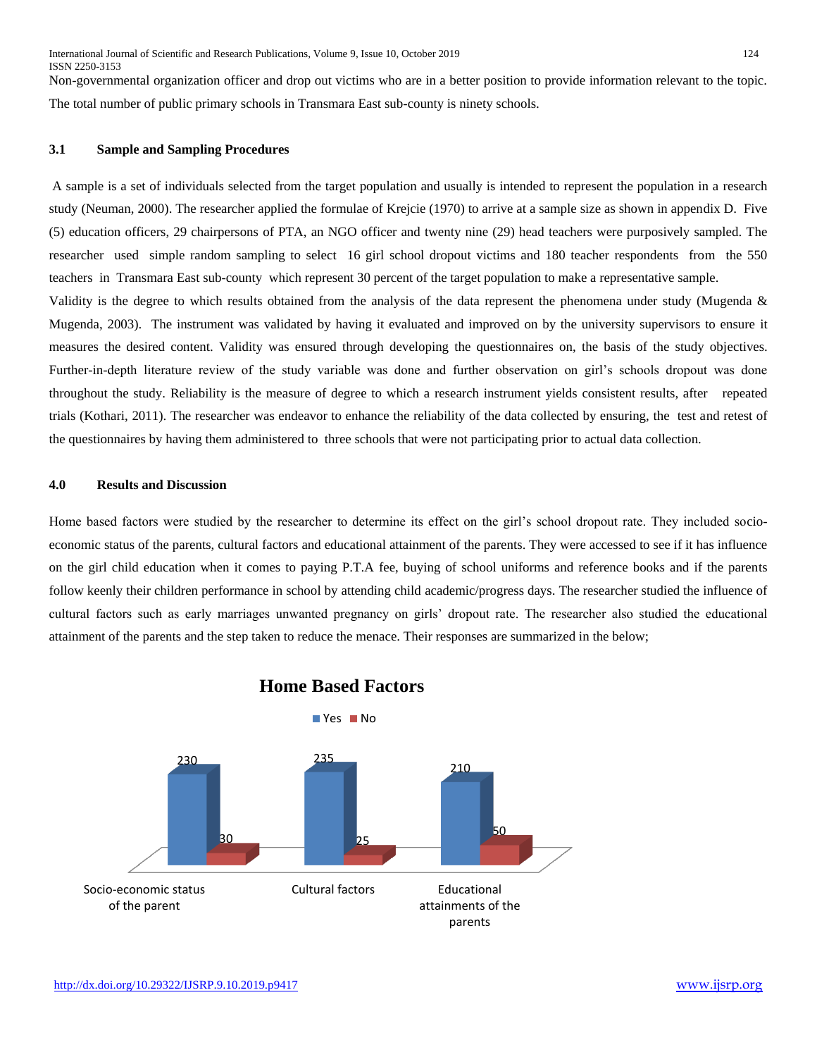Non-governmental organization officer and drop out victims who are in a better position to provide information relevant to the topic. The total number of public primary schools in Transmara East sub-county is ninety schools.

### 3.1 Sample and Sampling Procedures

A sample is a set of individuals selected from the target population and usually is intended to represent the population in a research study (Neuman, 2000). The researcher applied the formulae of Krejcie (1970) to arrive at a sample size as shown in appendix D. Five (5) education officers, 29 chairpersons of PTA, an NGO officer and twenty nine (29) head teachers were purposively sampled. The researcher used simple random sampling to select 16 girl school dropout victims and 180 teacher respondents from the 550 teachers in Transmara East sub-county which represent 30 percent of the target population to make a representative sample.

Validity is the degree to which results obtained from the analysis of the data represent the phenomena under study (Mugenda & Mugenda, 2003). The instrument was validated by having it evaluated and improved on by the university supervisors to ensure it measures the desired content. Validity was ensured through developing the questionnaires on, the basis of the study objectives. Further-in-depth literature review of the study variable was done and further observation on girl's schools dropout was done throughout the study. Reliability is the measure of degree to which a research instrument yields consistent results, after repeated trials (Kothari, 2011). The researcher was endeavor to enhance the reliability of the data collected by ensuring, the test and retest of the questionnaires by having them administered to three schools that were not participating prior to actual data collection.

## 4.0 Results and Discussion

Home based factors were studied by the researcher to determine its effect on the girl's school dropout rate. They included socio-economic status of the parents, cultural factors and educational attainment of the parents. They were accessed to see if it has influence on the girl child education when it comes to paying P.T.A fee, buying of school uniforms and reference books and if the parents follow keenly their children performance in school by attending child academic/progress days. The researcher studied the influence of cultural factors such as early marriages unwanted pregnancy on girls' dropout rate. The researcher also studied the educational attainment of the parents and the step taken to reduce the menace. Their responses are summarized in the below;

**Home Based Factors**

| | Yes | No |
|---|---|---|
| Socio-economic status of the parent | 230 | 30 |
| Cultural factors | 235 | 25 |
| Educational attainments of the parents | 210 | 50 |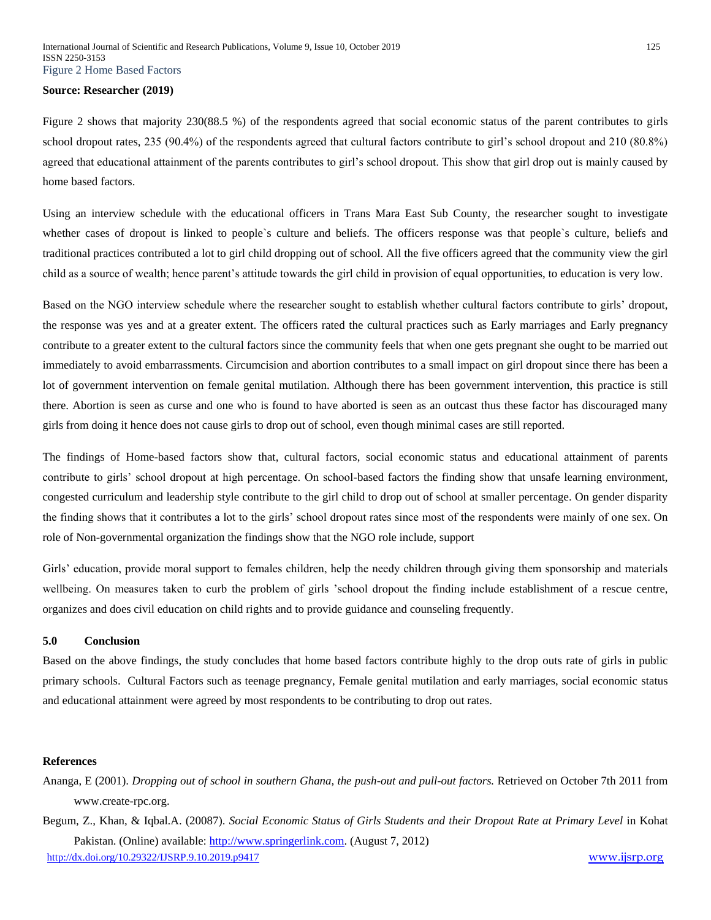Figure 2 Home Based Factors

**Source: Researcher (2019)**

Figure 2 shows that majority 230(88.5 %) of the respondents agreed that social economic status of the parent contributes to girls school dropout rates, 235 (90.4%) of the respondents agreed that cultural factors contribute to girl's school dropout and 210 (80.8%) agreed that educational attainment of the parents contributes to girl's school dropout. This show that girl drop out is mainly caused by home based factors.

Using an interview schedule with the educational officers in Trans Mara East Sub County, the researcher sought to investigate whether cases of dropout is linked to people`s culture and beliefs. The officers response was that people`s culture, beliefs and traditional practices contributed a lot to girl child dropping out of school. All the five officers agreed that the community view the girl child as a source of wealth; hence parent's attitude towards the girl child in provision of equal opportunities, to education is very low.

Based on the NGO interview schedule where the researcher sought to establish whether cultural factors contribute to girls' dropout, the response was yes and at a greater extent. The officers rated the cultural practices such as Early marriages and Early pregnancy contribute to a greater extent to the cultural factors since the community feels that when one gets pregnant she ought to be married out immediately to avoid embarrassments. Circumcision and abortion contributes to a small impact on girl dropout since there has been a lot of government intervention on female genital mutilation. Although there has been government intervention, this practice is still there. Abortion is seen as curse and one who is found to have aborted is seen as an outcast thus these factor has discouraged many girls from doing it hence does not cause girls to drop out of school, even though minimal cases are still reported.

The findings of Home-based factors show that, cultural factors, social economic status and educational attainment of parents contribute to girls' school dropout at high percentage. On school-based factors the finding show that unsafe learning environment, congested curriculum and leadership style contribute to the girl child to drop out of school at smaller percentage. On gender disparity the finding shows that it contributes a lot to the girls' school dropout rates since most of the respondents were mainly of one sex. On role of Non-governmental organization the findings show that the NGO role include, support

Girls' education, provide moral support to females children, help the needy children through giving them sponsorship and materials wellbeing. On measures taken to curb the problem of girls 'school dropout the finding include establishment of a rescue centre, organizes and does civil education on child rights and to provide guidance and counseling frequently.

## 5.0 Conclusion

Based on the above findings, the study concludes that home based factors contribute highly to the drop outs rate of girls in public primary schools. Cultural Factors such as teenage pregnancy, Female genital mutilation and early marriages, social economic status and educational attainment were agreed by most respondents to be contributing to drop out rates.

## References

Ananga, E (2001). *Dropping out of school in southern Ghana, the push-out and pull-out factors.* Retrieved on October 7th 2011 from www.create-rpc.org.

Begum, Z., Khan, & Iqbal.A. (20087). *Social Economic Status of Girls Students and their Dropout Rate at Primary Level* in Kohat Pakistan. (Online) available: http://www.springerlink.com. (August 7, 2012)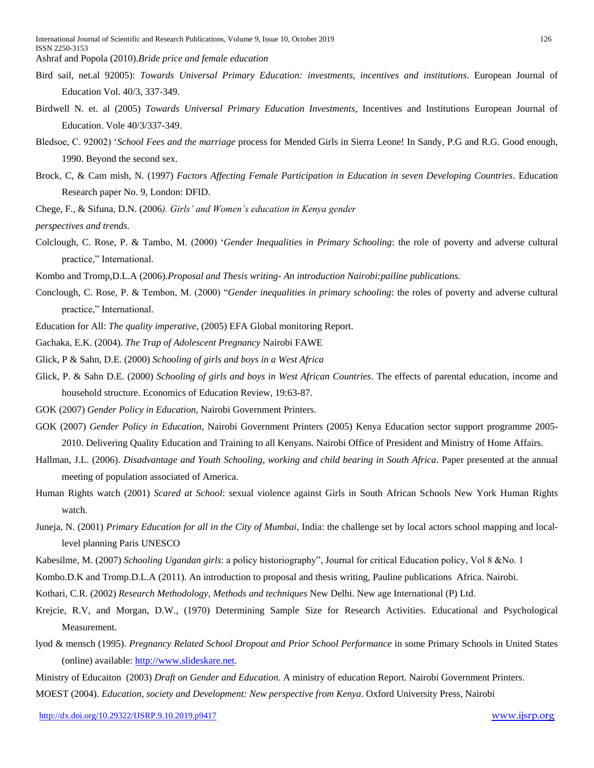Ashraf and Popola (2010).*Bride price and female education*

Bird sail, net.al 92005): *Towards Universal Primary Education: investments, incentives and institutions*. European Journal of Education Vol. 40/3, 337-349.

Birdwell N. et. al (2005) *Towards Universal Primary Education Investments*, Incentives and Institutions European Journal of Education. Vole 40/3/337-349.

Bledsoe, C. 92002) '*School Fees and the marriage* process for Mended Girls in Sierra Leone! In Sandy, P.G and R.G. Good enough, 1990. Beyond the second sex.

Brock, C, & Cam mish, N. (1997) *Factors Affecting Female Participation in Education in seven Developing Countries*. Education Research paper No. 9, London: DFID.

Chege, F., & Sifuna, D.N. (2006*). Girls' and Women's education in Kenya gender perspectives and trends.*

Colclough, C. Rose, P. & Tambo, M. (2000) '*Gender Inequalities in Primary Schooling*: the role of poverty and adverse cultural practice," International.

Kombo and Tromp,D.L.A (2006).*Proposal and Thesis writing- An introduction Nairobi:pailine publications.*

Conclough, C. Rose, P. & Tembon, M. (2000) "*Gender inequalities in primary schooling*: the roles of poverty and adverse cultural practice," International.

Education for All: *The quality imperative*, (2005) EFA Global monitoring Report.

Gachaka, E.K. (2004). *The Trap of Adolescent Pregnancy* Nairobi FAWE

Glick, P & Sahn, D.E. (2000) *Schooling of girls and boys in a West Africa*

Glick, P. & Sahn D.E. (2000) *Schooling of girls and boys in West African Countries*. The effects of parental education, income and household structure. Economics of Education Review, 19:63-87.

GOK (2007) *Gender Policy in Education*, Nairobi Government Printers.

GOK (2007) *Gender Policy in Education*, Nairobi Government Printers (2005) Kenya Education sector support programme 2005-2010. Delivering Quality Education and Training to all Kenyans. Nairobi Office of President and Ministry of Home Affairs.

Hallman, J.L. (2006). *Disadvantage and Youth Schooling, working and child bearing in South Africa*. Paper presented at the annual meeting of population associated of America.

Human Rights watch (2001) *Scared at School*: sexual violence against Girls in South African Schools New York Human Rights watch.

Juneja, N. (2001) *Primary Education for all in the City of Mumbai*, India: the challenge set by local actors school mapping and local-level planning Paris UNESCO

Kabesilme, M. (2007) *Schooling Ugandan girls*: a policy historiography", Journal for critical Education policy, Vol 8 &No. 1

Kombo.D.K and Tromp.D.L.A (2011). An introduction to proposal and thesis writing, Pauline publications Africa. Nairobi.

Kothari, C.R. (2002) *Research Methodology, Methods and techniques* New Delhi. New age International (P) Ltd.

Krejcie, R.V, and Morgan, D.W., (1970) Determining Sample Size for Research Activities. Educational and Psychological Measurement.

lyod & mensch (1995). *Pregnancy Related School Dropout and Prior School Performance* in some Primary Schools in United States (online) available: http://www.slideskare.net.

Ministry of Educaiton (2003) *Draft on Gender and Education*. A ministry of education Report. Nairobi Government Printers.

MOEST (2004). *Education, society and Development: New perspective from Kenya*. Oxford University Press, Nairobi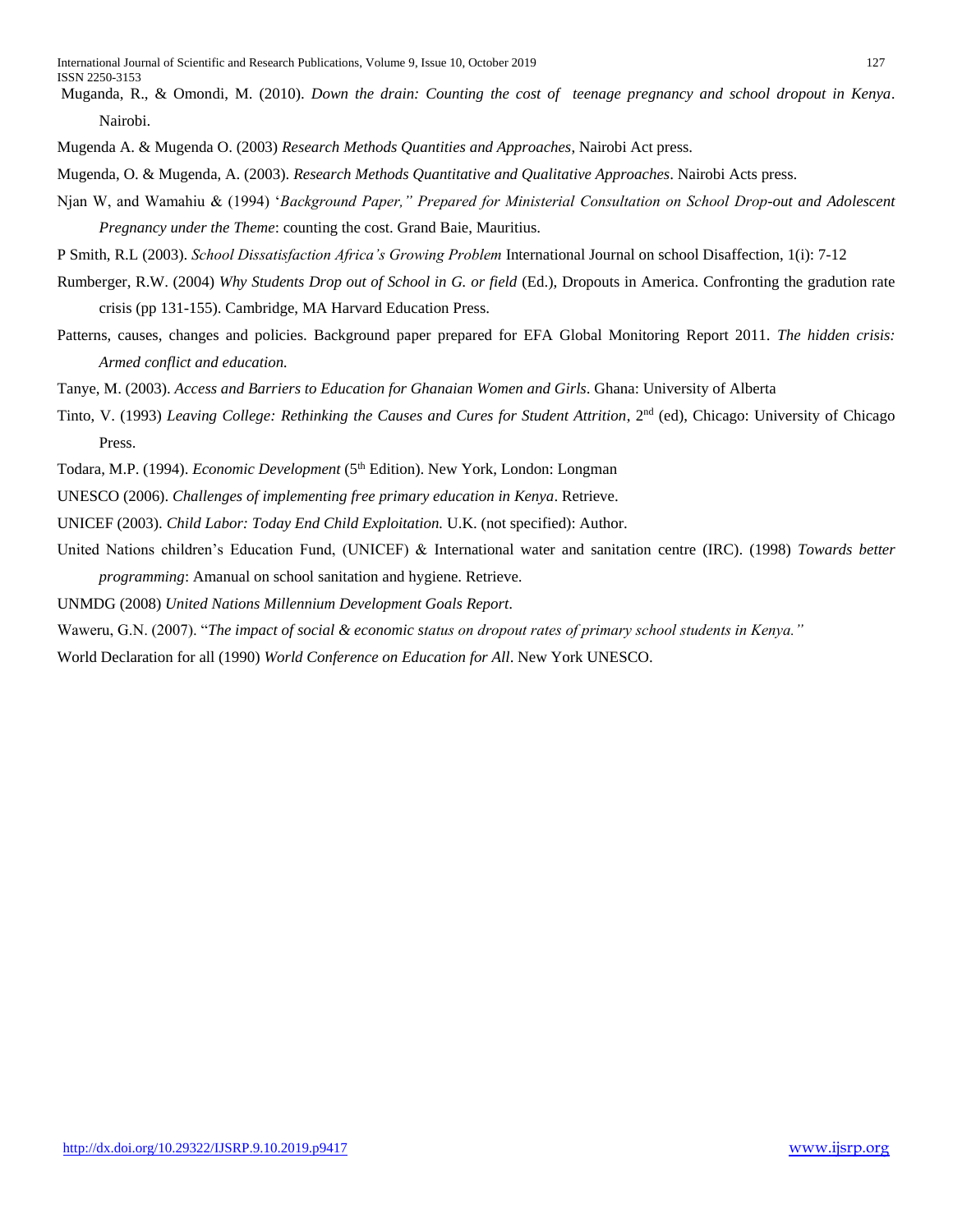Muganda, R., & Omondi, M. (2010). *Down the drain: Counting the cost of teenage pregnancy and school dropout in Kenya*. Nairobi.

Mugenda A. & Mugenda O. (2003) *Research Methods Quantities and Approaches*, Nairobi Act press.

Mugenda, O. & Mugenda, A. (2003). *Research Methods Quantitative and Qualitative Approaches*. Nairobi Acts press.

Njan W, and Wamahiu & (1994) '*Background Paper," Prepared for Ministerial Consultation on School Drop-out and Adolescent Pregnancy under the Theme*: counting the cost. Grand Baie, Mauritius.

P Smith, R.L (2003). *School Dissatisfaction Africa's Growing Problem* International Journal on school Disaffection, 1(i): 7-12

Rumberger, R.W. (2004) *Why Students Drop out of School in G. or field* (Ed.), Dropouts in America. Confronting the gradution rate crisis (pp 131-155). Cambridge, MA Harvard Education Press.

Patterns, causes, changes and policies. Background paper prepared for EFA Global Monitoring Report 2011. *The hidden crisis: Armed conflict and education.*

Tanye, M. (2003). *Access and Barriers to Education for Ghanaian Women and Girls*. Ghana: University of Alberta

Tinto, V. (1993) *Leaving College: Rethinking the Causes and Cures for Student Attrition*, 2nd (ed), Chicago: University of Chicago Press.

Todara, M.P. (1994). *Economic Development* (5th Edition). New York, London: Longman

UNESCO (2006). *Challenges of implementing free primary education in Kenya*. Retrieve.

UNICEF (2003). *Child Labor: Today End Child Exploitation.* U.K. (not specified): Author.

United Nations children's Education Fund, (UNICEF) & International water and sanitation centre (IRC). (1998) *Towards better programming*: Amanual on school sanitation and hygiene. Retrieve.

UNMDG (2008) *United Nations Millennium Development Goals Report*.

Waweru, G.N. (2007). "*The impact of social & economic status on dropout rates of primary school students in Kenya."*

World Declaration for all (1990) *World Conference on Education for All*. New York UNESCO.